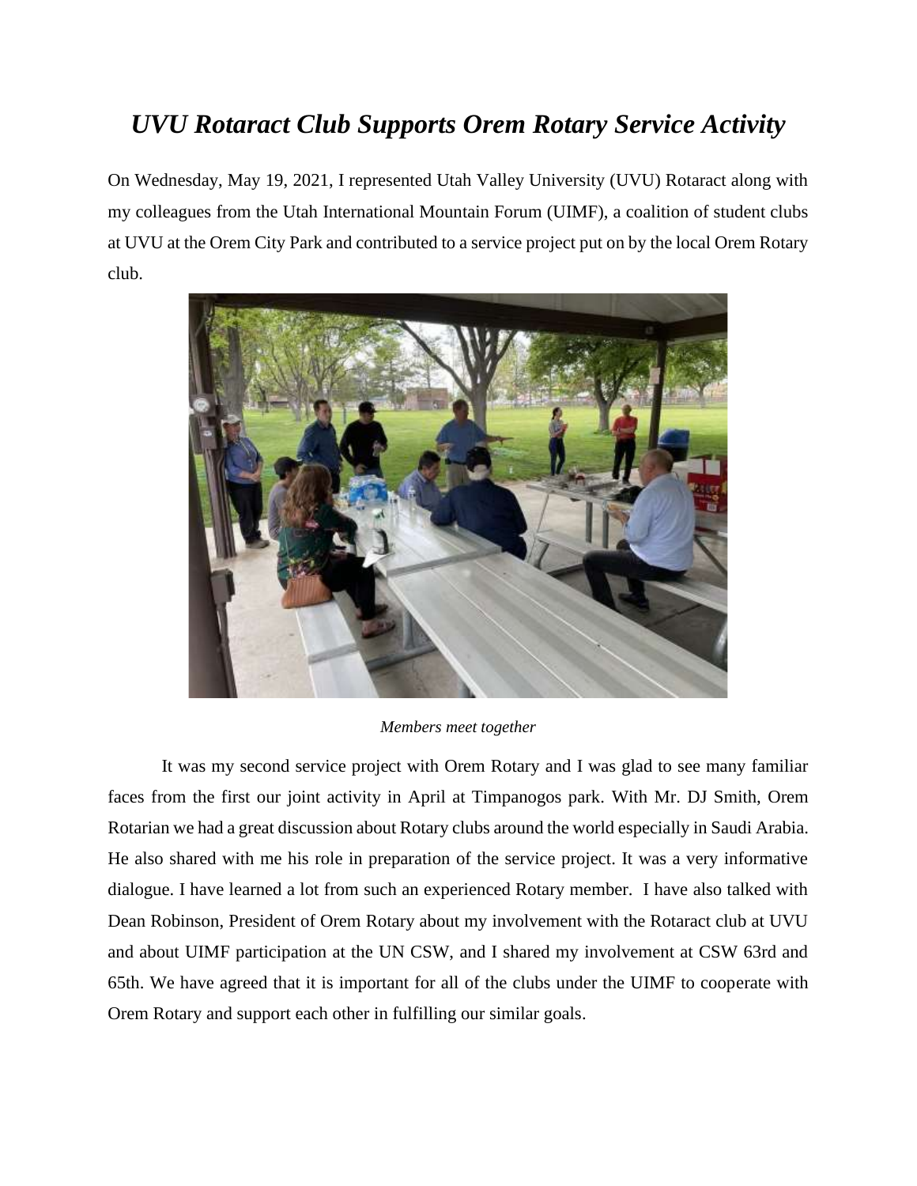# *UVU Rotaract Club Supports Orem Rotary Service Activity*

On Wednesday, May 19, 2021, I represented Utah Valley University (UVU) Rotaract along with my colleagues from the Utah International Mountain Forum (UIMF), a coalition of student clubs at UVU at the Orem City Park and contributed to a service project put on by the local Orem Rotary club.

*Members meet together*

It was my second service project with Orem Rotary and I was glad to see many familiar faces from the first our joint activity in April at Timpanogos park. With Mr. DJ Smith, Orem Rotarian we had a great discussion about Rotary clubs around the world especially in Saudi Arabia. He also shared with me his role in preparation of the service project. It was a very informative dialogue. I have learned a lot from such an experienced Rotary member. I have also talked with Dean Robinson, President of Orem Rotary about my involvement with the Rotaract club at UVU and about UIMF participation at the UN CSW, and I shared my involvement at CSW 63rd and 65th. We have agreed that it is important for all of the clubs under the UIMF to cooperate with Orem Rotary and support each other in fulfilling our similar goals.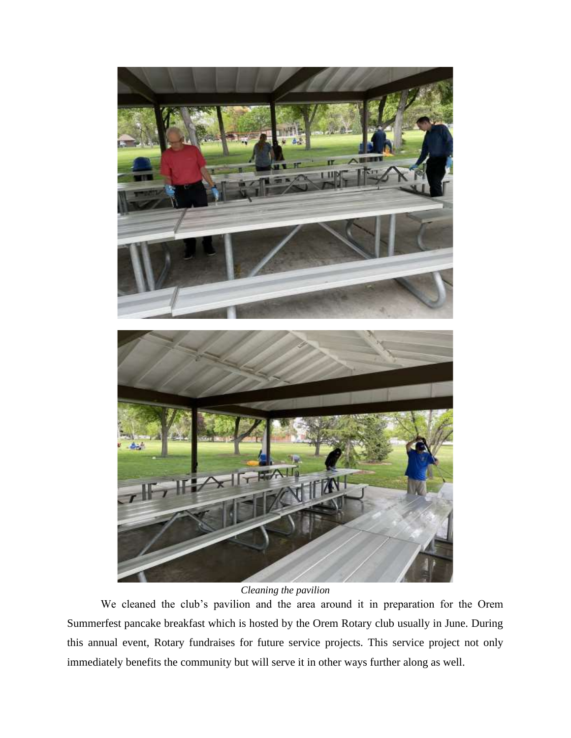*Cleaning the pavilion*

We cleaned the club's pavilion and the area around it in preparation for the Orem Summerfest pancake breakfast which is hosted by the Orem Rotary club usually in June. During this annual event, Rotary fundraises for future service projects. This service project not only immediately benefits the community but will serve it in other ways further along as well.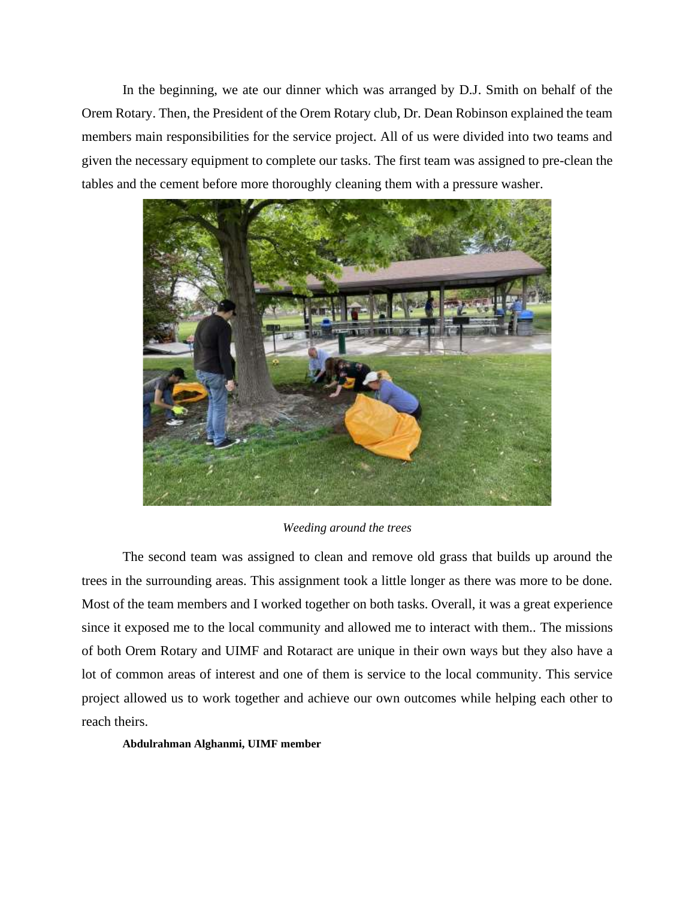In the beginning, we ate our dinner which was arranged by D.J. Smith on behalf of the Orem Rotary. Then, the President of the Orem Rotary club, Dr. Dean Robinson explained the team members main responsibilities for the service project. All of us were divided into two teams and given the necessary equipment to complete our tasks. The first team was assigned to pre-clean the tables and the cement before more thoroughly cleaning them with a pressure washer.

*Weeding around the trees*

The second team was assigned to clean and remove old grass that builds up around the trees in the surrounding areas. This assignment took a little longer as there was more to be done. Most of the team members and I worked together on both tasks. Overall, it was a great experience since it exposed me to the local community and allowed me to interact with them.. The missions of both Orem Rotary and UIMF and Rotaract are unique in their own ways but they also have a lot of common areas of interest and one of them is service to the local community. This service project allowed us to work together and achieve our own outcomes while helping each other to reach theirs.

**Abdulrahman Alghanmi, UIMF member**